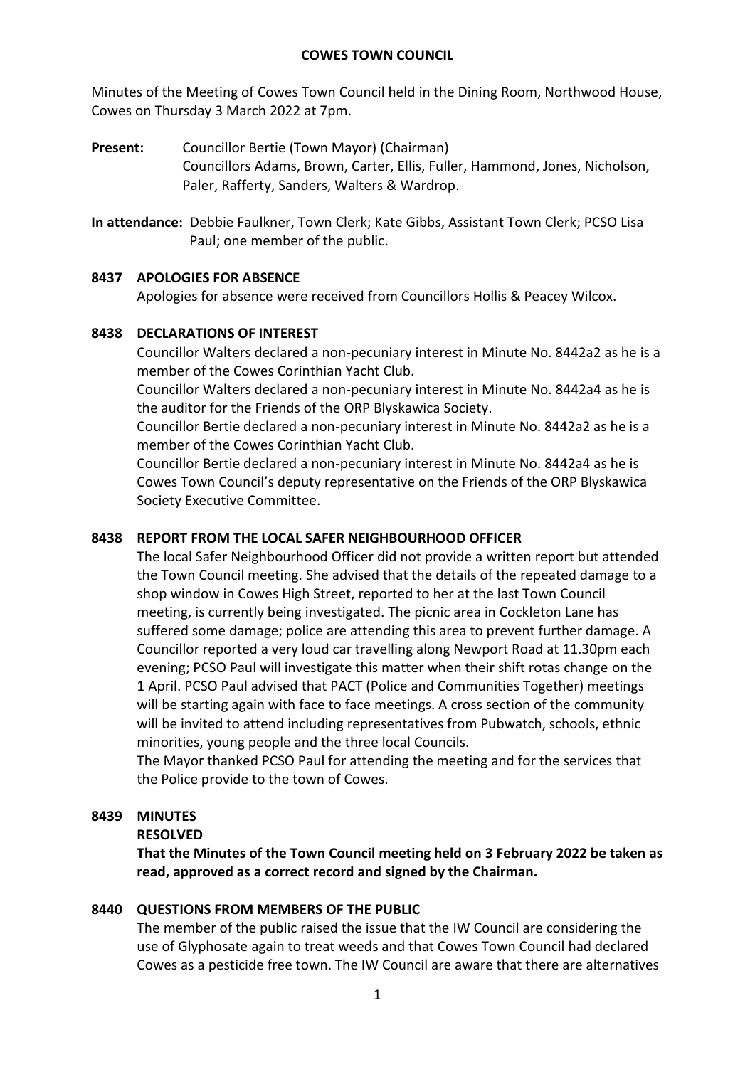**COWES TOWN COUNCIL**

Minutes of the Meeting of Cowes Town Council held in the Dining Room, Northwood House, Cowes on Thursday 3 March 2022 at 7pm.

**Present:** Councillor Bertie (Town Mayor) (Chairman)
Councillors Adams, Brown, Carter, Ellis, Fuller, Hammond, Jones, Nicholson, Paler, Rafferty, Sanders, Walters & Wardrop.

**In attendance:** Debbie Faulkner, Town Clerk; Kate Gibbs, Assistant Town Clerk; PCSO Lisa Paul; one member of the public.

**8437 APOLOGIES FOR ABSENCE**

Apologies for absence were received from Councillors Hollis & Peacey Wilcox.

**8438 DECLARATIONS OF INTEREST**

Councillor Walters declared a non-pecuniary interest in Minute No. 8442a2 as he is a member of the Cowes Corinthian Yacht Club.

Councillor Walters declared a non-pecuniary interest in Minute No. 8442a4 as he is the auditor for the Friends of the ORP Blyskawica Society.

Councillor Bertie declared a non-pecuniary interest in Minute No. 8442a2 as he is a member of the Cowes Corinthian Yacht Club.

Councillor Bertie declared a non-pecuniary interest in Minute No. 8442a4 as he is Cowes Town Council's deputy representative on the Friends of the ORP Blyskawica Society Executive Committee.

**8438 REPORT FROM THE LOCAL SAFER NEIGHBOURHOOD OFFICER**

The local Safer Neighbourhood Officer did not provide a written report but attended the Town Council meeting. She advised that the details of the repeated damage to a shop window in Cowes High Street, reported to her at the last Town Council meeting, is currently being investigated. The picnic area in Cockleton Lane has suffered some damage; police are attending this area to prevent further damage. A Councillor reported a very loud car travelling along Newport Road at 11.30pm each evening; PCSO Paul will investigate this matter when their shift rotas change on the 1 April. PCSO Paul advised that PACT (Police and Communities Together) meetings will be starting again with face to face meetings. A cross section of the community will be invited to attend including representatives from Pubwatch, schools, ethnic minorities, young people and the three local Councils.

The Mayor thanked PCSO Paul for attending the meeting and for the services that the Police provide to the town of Cowes.

**8439 MINUTES**

**RESOLVED**

**That the Minutes of the Town Council meeting held on 3 February 2022 be taken as read, approved as a correct record and signed by the Chairman.**

**8440 QUESTIONS FROM MEMBERS OF THE PUBLIC**

The member of the public raised the issue that the IW Council are considering the use of Glyphosate again to treat weeds and that Cowes Town Council had declared Cowes as a pesticide free town. The IW Council are aware that there are alternatives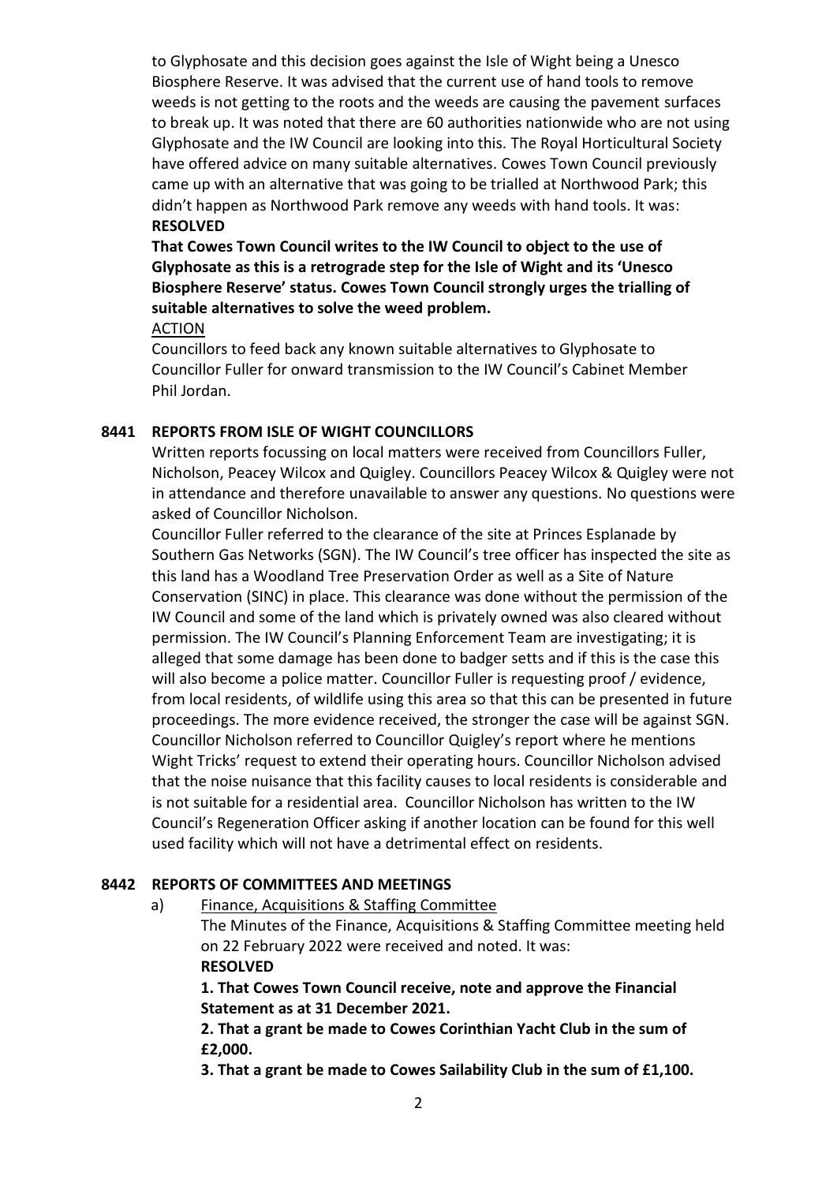to Glyphosate and this decision goes against the Isle of Wight being a Unesco Biosphere Reserve. It was advised that the current use of hand tools to remove weeds is not getting to the roots and the weeds are causing the pavement surfaces to break up. It was noted that there are 60 authorities nationwide who are not using Glyphosate and the IW Council are looking into this. The Royal Horticultural Society have offered advice on many suitable alternatives. Cowes Town Council previously came up with an alternative that was going to be trialled at Northwood Park; this didn't happen as Northwood Park remove any weeds with hand tools. It was:

**RESOLVED**

**That Cowes Town Council writes to the IW Council to object to the use of Glyphosate as this is a retrograde step for the Isle of Wight and its 'Unesco Biosphere Reserve' status. Cowes Town Council strongly urges the trialling of suitable alternatives to solve the weed problem.**

ACTION

Councillors to feed back any known suitable alternatives to Glyphosate to Councillor Fuller for onward transmission to the IW Council's Cabinet Member Phil Jordan.

## 8441 REPORTS FROM ISLE OF WIGHT COUNCILLORS

Written reports focussing on local matters were received from Councillors Fuller, Nicholson, Peacey Wilcox and Quigley. Councillors Peacey Wilcox & Quigley were not in attendance and therefore unavailable to answer any questions. No questions were asked of Councillor Nicholson.

Councillor Fuller referred to the clearance of the site at Princes Esplanade by Southern Gas Networks (SGN). The IW Council's tree officer has inspected the site as this land has a Woodland Tree Preservation Order as well as a Site of Nature Conservation (SINC) in place. This clearance was done without the permission of the IW Council and some of the land which is privately owned was also cleared without permission. The IW Council's Planning Enforcement Team are investigating; it is alleged that some damage has been done to badger setts and if this is the case this will also become a police matter. Councillor Fuller is requesting proof / evidence, from local residents, of wildlife using this area so that this can be presented in future proceedings. The more evidence received, the stronger the case will be against SGN.

Councillor Nicholson referred to Councillor Quigley's report where he mentions Wight Tricks' request to extend their operating hours. Councillor Nicholson advised that the noise nuisance that this facility causes to local residents is considerable and is not suitable for a residential area. Councillor Nicholson has written to the IW Council's Regeneration Officer asking if another location can be found for this well used facility which will not have a detrimental effect on residents.

## 8442 REPORTS OF COMMITTEES AND MEETINGS

a) Finance, Acquisitions & Staffing Committee

The Minutes of the Finance, Acquisitions & Staffing Committee meeting held on 22 February 2022 were received and noted. It was:

**RESOLVED**

**1. That Cowes Town Council receive, note and approve the Financial Statement as at 31 December 2021.**

**2. That a grant be made to Cowes Corinthian Yacht Club in the sum of £2,000.**

**3. That a grant be made to Cowes Sailability Club in the sum of £1,100.**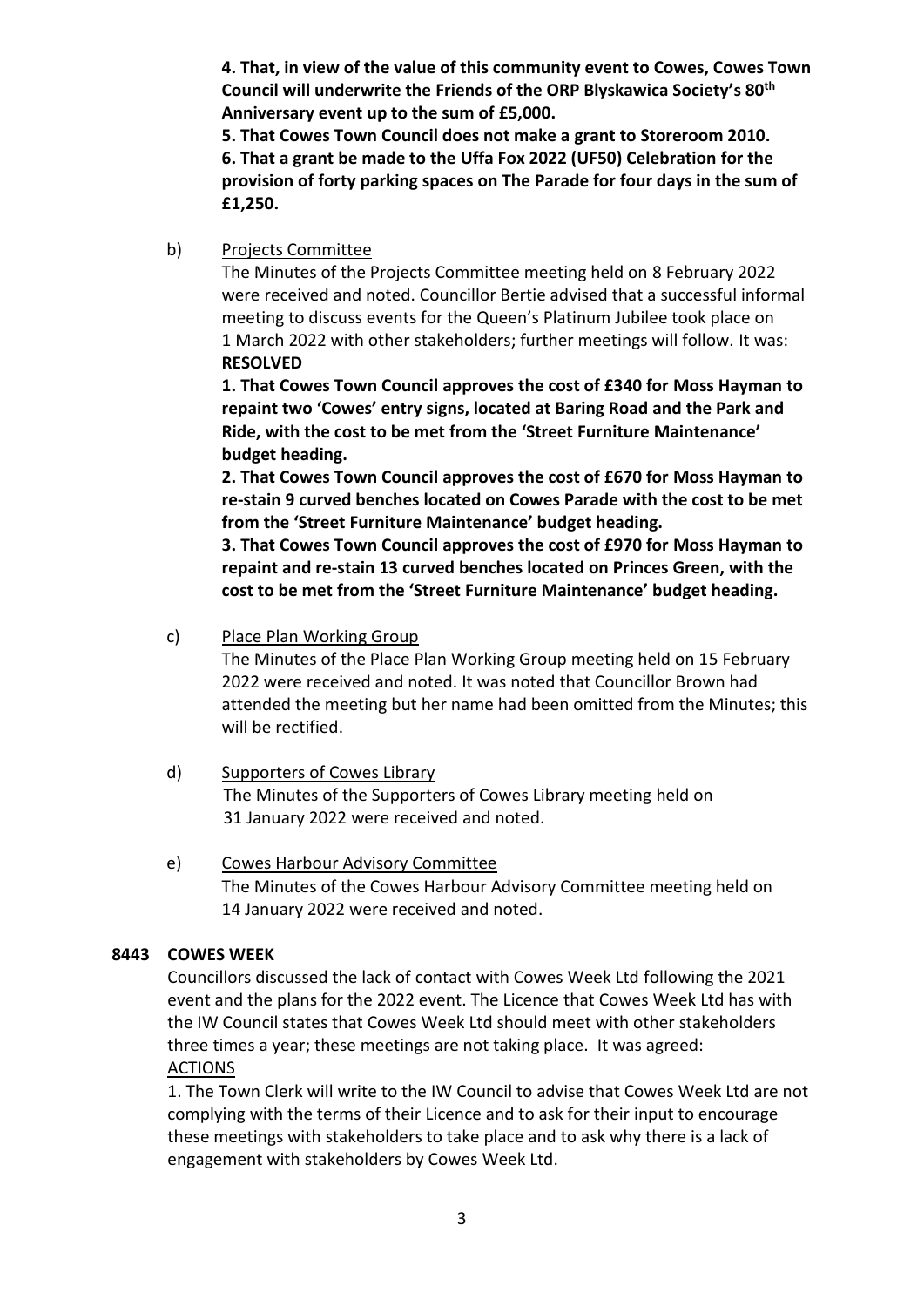**4. That, in view of the value of this community event to Cowes, Cowes Town Council will underwrite the Friends of the ORP Blyskawica Society's 80th Anniversary event up to the sum of £5,000.**

**5. That Cowes Town Council does not make a grant to Storeroom 2010.**

**6. That a grant be made to the Uffa Fox 2022 (UF50) Celebration for the provision of forty parking spaces on The Parade for four days in the sum of £1,250.**

b) Projects Committee

The Minutes of the Projects Committee meeting held on 8 February 2022 were received and noted. Councillor Bertie advised that a successful informal meeting to discuss events for the Queen's Platinum Jubilee took place on 1 March 2022 with other stakeholders; further meetings will follow. It was: **RESOLVED**

**1. That Cowes Town Council approves the cost of £340 for Moss Hayman to repaint two 'Cowes' entry signs, located at Baring Road and the Park and Ride, with the cost to be met from the 'Street Furniture Maintenance' budget heading.**

**2. That Cowes Town Council approves the cost of £670 for Moss Hayman to re-stain 9 curved benches located on Cowes Parade with the cost to be met from the 'Street Furniture Maintenance' budget heading.**

**3. That Cowes Town Council approves the cost of £970 for Moss Hayman to repaint and re-stain 13 curved benches located on Princes Green, with the cost to be met from the 'Street Furniture Maintenance' budget heading.**

c) Place Plan Working Group

The Minutes of the Place Plan Working Group meeting held on 15 February 2022 were received and noted. It was noted that Councillor Brown had attended the meeting but her name had been omitted from the Minutes; this will be rectified.

d) Supporters of Cowes Library

The Minutes of the Supporters of Cowes Library meeting held on 31 January 2022 were received and noted.

e) Cowes Harbour Advisory Committee

The Minutes of the Cowes Harbour Advisory Committee meeting held on 14 January 2022 were received and noted.

**8443 COWES WEEK**

Councillors discussed the lack of contact with Cowes Week Ltd following the 2021 event and the plans for the 2022 event. The Licence that Cowes Week Ltd has with the IW Council states that Cowes Week Ltd should meet with other stakeholders three times a year; these meetings are not taking place. It was agreed:

ACTIONS

1. The Town Clerk will write to the IW Council to advise that Cowes Week Ltd are not complying with the terms of their Licence and to ask for their input to encourage these meetings with stakeholders to take place and to ask why there is a lack of engagement with stakeholders by Cowes Week Ltd.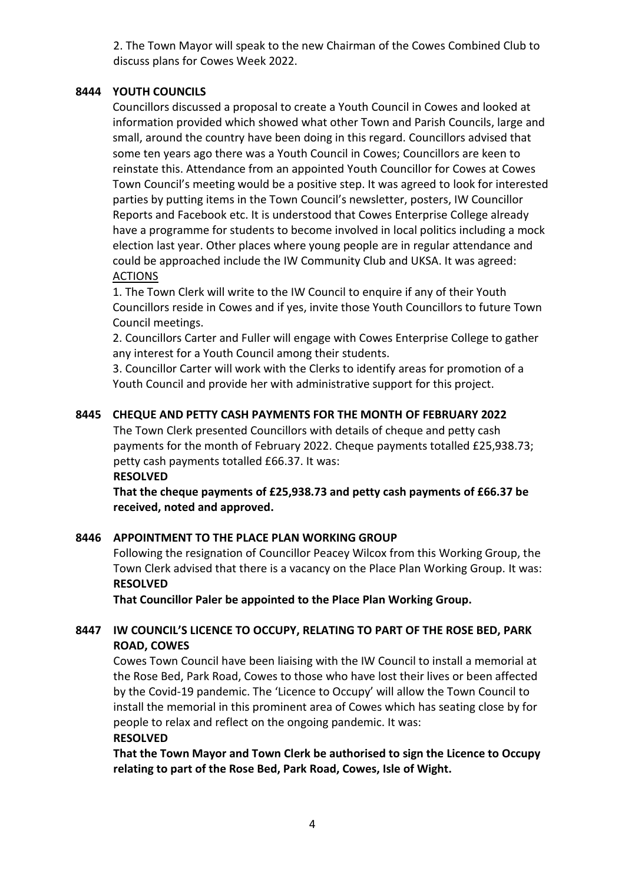2. The Town Mayor will speak to the new Chairman of the Cowes Combined Club to discuss plans for Cowes Week 2022.

## 8444 YOUTH COUNCILS

Councillors discussed a proposal to create a Youth Council in Cowes and looked at information provided which showed what other Town and Parish Councils, large and small, around the country have been doing in this regard. Councillors advised that some ten years ago there was a Youth Council in Cowes; Councillors are keen to reinstate this. Attendance from an appointed Youth Councillor for Cowes at Cowes Town Council's meeting would be a positive step. It was agreed to look for interested parties by putting items in the Town Council's newsletter, posters, IW Councillor Reports and Facebook etc. It is understood that Cowes Enterprise College already have a programme for students to become involved in local politics including a mock election last year. Other places where young people are in regular attendance and could be approached include the IW Community Club and UKSA. It was agreed:

ACTIONS

1. The Town Clerk will write to the IW Council to enquire if any of their Youth Councillors reside in Cowes and if yes, invite those Youth Councillors to future Town Council meetings.
2. Councillors Carter and Fuller will engage with Cowes Enterprise College to gather any interest for a Youth Council among their students.
3. Councillor Carter will work with the Clerks to identify areas for promotion of a Youth Council and provide her with administrative support for this project.

## 8445 CHEQUE AND PETTY CASH PAYMENTS FOR THE MONTH OF FEBRUARY 2022

The Town Clerk presented Councillors with details of cheque and petty cash payments for the month of February 2022. Cheque payments totalled £25,938.73; petty cash payments totalled £66.37. It was:

**RESOLVED**

**That the cheque payments of £25,938.73 and petty cash payments of £66.37 be received, noted and approved.**

## 8446 APPOINTMENT TO THE PLACE PLAN WORKING GROUP

Following the resignation of Councillor Peacey Wilcox from this Working Group, the Town Clerk advised that there is a vacancy on the Place Plan Working Group. It was:

**RESOLVED**

**That Councillor Paler be appointed to the Place Plan Working Group.**

## 8447 IW COUNCIL'S LICENCE TO OCCUPY, RELATING TO PART OF THE ROSE BED, PARK ROAD, COWES

Cowes Town Council have been liaising with the IW Council to install a memorial at the Rose Bed, Park Road, Cowes to those who have lost their lives or been affected by the Covid-19 pandemic. The 'Licence to Occupy' will allow the Town Council to install the memorial in this prominent area of Cowes which has seating close by for people to relax and reflect on the ongoing pandemic. It was:

**RESOLVED**

**That the Town Mayor and Town Clerk be authorised to sign the Licence to Occupy relating to part of the Rose Bed, Park Road, Cowes, Isle of Wight.**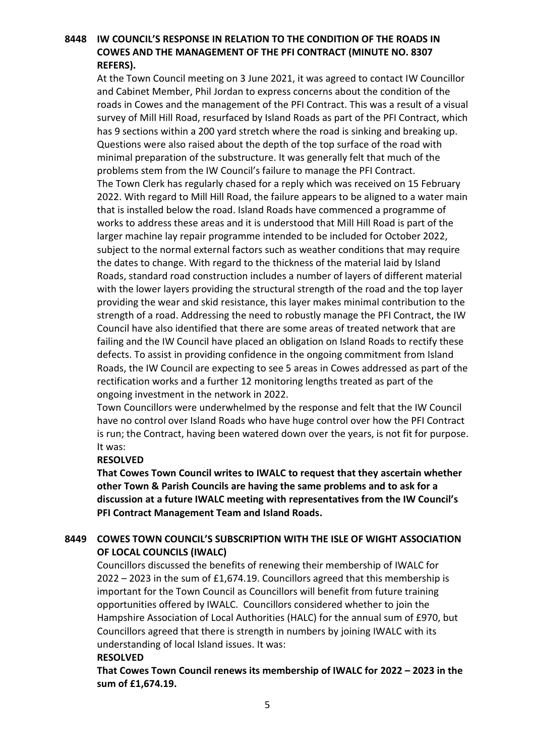### 8448 IW COUNCIL'S RESPONSE IN RELATION TO THE CONDITION OF THE ROADS IN COWES AND THE MANAGEMENT OF THE PFI CONTRACT (MINUTE NO. 8307 REFERS).

At the Town Council meeting on 3 June 2021, it was agreed to contact IW Councillor and Cabinet Member, Phil Jordan to express concerns about the condition of the roads in Cowes and the management of the PFI Contract. This was a result of a visual survey of Mill Hill Road, resurfaced by Island Roads as part of the PFI Contract, which has 9 sections within a 200 yard stretch where the road is sinking and breaking up. Questions were also raised about the depth of the top surface of the road with minimal preparation of the substructure. It was generally felt that much of the problems stem from the IW Council's failure to manage the PFI Contract.

The Town Clerk has regularly chased for a reply which was received on 15 February 2022. With regard to Mill Hill Road, the failure appears to be aligned to a water main that is installed below the road. Island Roads have commenced a programme of works to address these areas and it is understood that Mill Hill Road is part of the larger machine lay repair programme intended to be included for October 2022, subject to the normal external factors such as weather conditions that may require the dates to change. With regard to the thickness of the material laid by Island Roads, standard road construction includes a number of layers of different material with the lower layers providing the structural strength of the road and the top layer providing the wear and skid resistance, this layer makes minimal contribution to the strength of a road. Addressing the need to robustly manage the PFI Contract, the IW Council have also identified that there are some areas of treated network that are failing and the IW Council have placed an obligation on Island Roads to rectify these defects. To assist in providing confidence in the ongoing commitment from Island Roads, the IW Council are expecting to see 5 areas in Cowes addressed as part of the rectification works and a further 12 monitoring lengths treated as part of the ongoing investment in the network in 2022.

Town Councillors were underwhelmed by the response and felt that the IW Council have no control over Island Roads who have huge control over how the PFI Contract is run; the Contract, having been watered down over the years, is not fit for purpose. It was:

**RESOLVED**

**That Cowes Town Council writes to IWALC to request that they ascertain whether other Town & Parish Councils are having the same problems and to ask for a discussion at a future IWALC meeting with representatives from the IW Council's PFI Contract Management Team and Island Roads.**

### 8449 COWES TOWN COUNCIL'S SUBSCRIPTION WITH THE ISLE OF WIGHT ASSOCIATION OF LOCAL COUNCILS (IWALC)

Councillors discussed the benefits of renewing their membership of IWALC for 2022 – 2023 in the sum of £1,674.19. Councillors agreed that this membership is important for the Town Council as Councillors will benefit from future training opportunities offered by IWALC. Councillors considered whether to join the Hampshire Association of Local Authorities (HALC) for the annual sum of £970, but Councillors agreed that there is strength in numbers by joining IWALC with its understanding of local Island issues. It was:

**RESOLVED**

**That Cowes Town Council renews its membership of IWALC for 2022 – 2023 in the sum of £1,674.19.**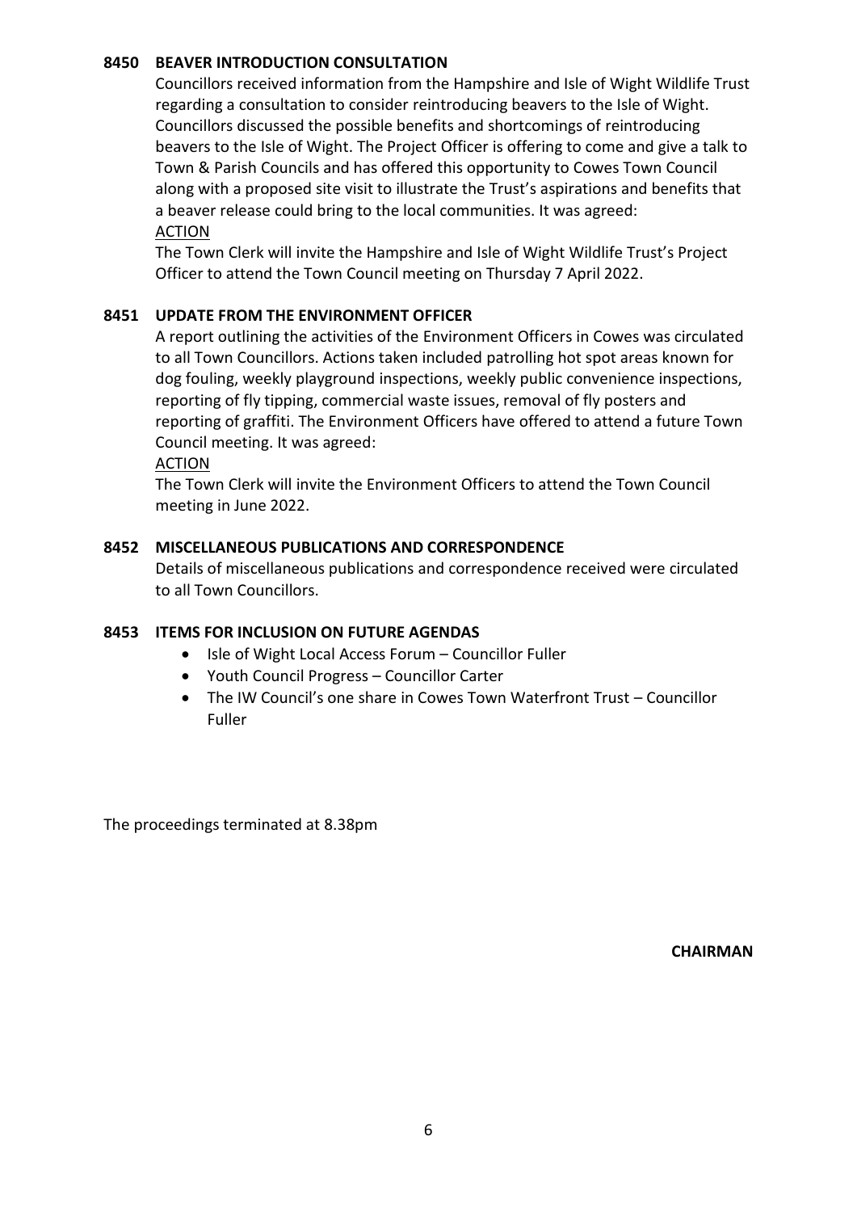**8450 BEAVER INTRODUCTION CONSULTATION**

Councillors received information from the Hampshire and Isle of Wight Wildlife Trust regarding a consultation to consider reintroducing beavers to the Isle of Wight. Councillors discussed the possible benefits and shortcomings of reintroducing beavers to the Isle of Wight. The Project Officer is offering to come and give a talk to Town & Parish Councils and has offered this opportunity to Cowes Town Council along with a proposed site visit to illustrate the Trust's aspirations and benefits that a beaver release could bring to the local communities. It was agreed:

ACTION

The Town Clerk will invite the Hampshire and Isle of Wight Wildlife Trust's Project Officer to attend the Town Council meeting on Thursday 7 April 2022.

**8451 UPDATE FROM THE ENVIRONMENT OFFICER**

A report outlining the activities of the Environment Officers in Cowes was circulated to all Town Councillors. Actions taken included patrolling hot spot areas known for dog fouling, weekly playground inspections, weekly public convenience inspections, reporting of fly tipping, commercial waste issues, removal of fly posters and reporting of graffiti. The Environment Officers have offered to attend a future Town Council meeting. It was agreed:

ACTION

The Town Clerk will invite the Environment Officers to attend the Town Council meeting in June 2022.

**8452 MISCELLANEOUS PUBLICATIONS AND CORRESPONDENCE**

Details of miscellaneous publications and correspondence received were circulated to all Town Councillors.

**8453 ITEMS FOR INCLUSION ON FUTURE AGENDAS**

- Isle of Wight Local Access Forum – Councillor Fuller
- Youth Council Progress – Councillor Carter
- The IW Council's one share in Cowes Town Waterfront Trust – Councillor Fuller

The proceedings terminated at 8.38pm

**CHAIRMAN**